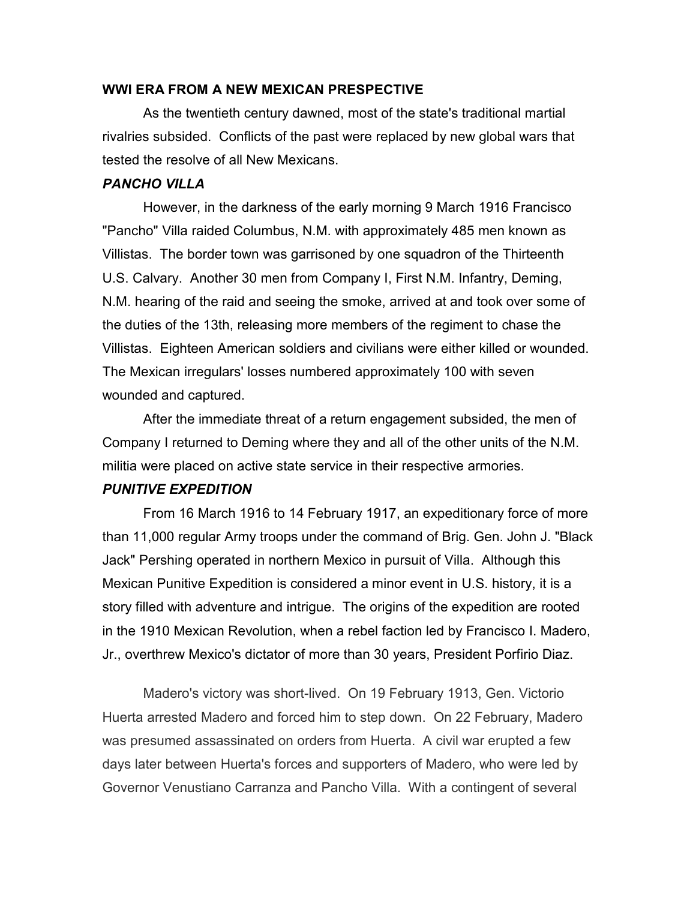**WWI ERA FROM A NEW MEXICAN PRESPECTIVE**

As the twentieth century dawned, most of the state's traditional martial rivalries subsided. Conflicts of the past were replaced by new global wars that tested the resolve of all New Mexicans.

***PANCHO VILLA***

However, in the darkness of the early morning 9 March 1916 Francisco "Pancho" Villa raided Columbus, N.M. with approximately 485 men known as Villistas. The border town was garrisoned by one squadron of the Thirteenth U.S. Calvary. Another 30 men from Company I, First N.M. Infantry, Deming, N.M. hearing of the raid and seeing the smoke, arrived at and took over some of the duties of the 13th, releasing more members of the regiment to chase the Villistas. Eighteen American soldiers and civilians were either killed or wounded. The Mexican irregulars' losses numbered approximately 100 with seven wounded and captured.

After the immediate threat of a return engagement subsided, the men of Company I returned to Deming where they and all of the other units of the N.M. militia were placed on active state service in their respective armories.

***PUNITIVE EXPEDITION***

From 16 March 1916 to 14 February 1917, an expeditionary force of more than 11,000 regular Army troops under the command of Brig. Gen. John J. "Black Jack" Pershing operated in northern Mexico in pursuit of Villa. Although this Mexican Punitive Expedition is considered a minor event in U.S. history, it is a story filled with adventure and intrigue. The origins of the expedition are rooted in the 1910 Mexican Revolution, when a rebel faction led by Francisco I. Madero, Jr., overthrew Mexico's dictator of more than 30 years, President Porfirio Diaz.

Madero's victory was short-lived. On 19 February 1913, Gen. Victorio Huerta arrested Madero and forced him to step down. On 22 February, Madero was presumed assassinated on orders from Huerta. A civil war erupted a few days later between Huerta's forces and supporters of Madero, who were led by Governor Venustiano Carranza and Pancho Villa. With a contingent of several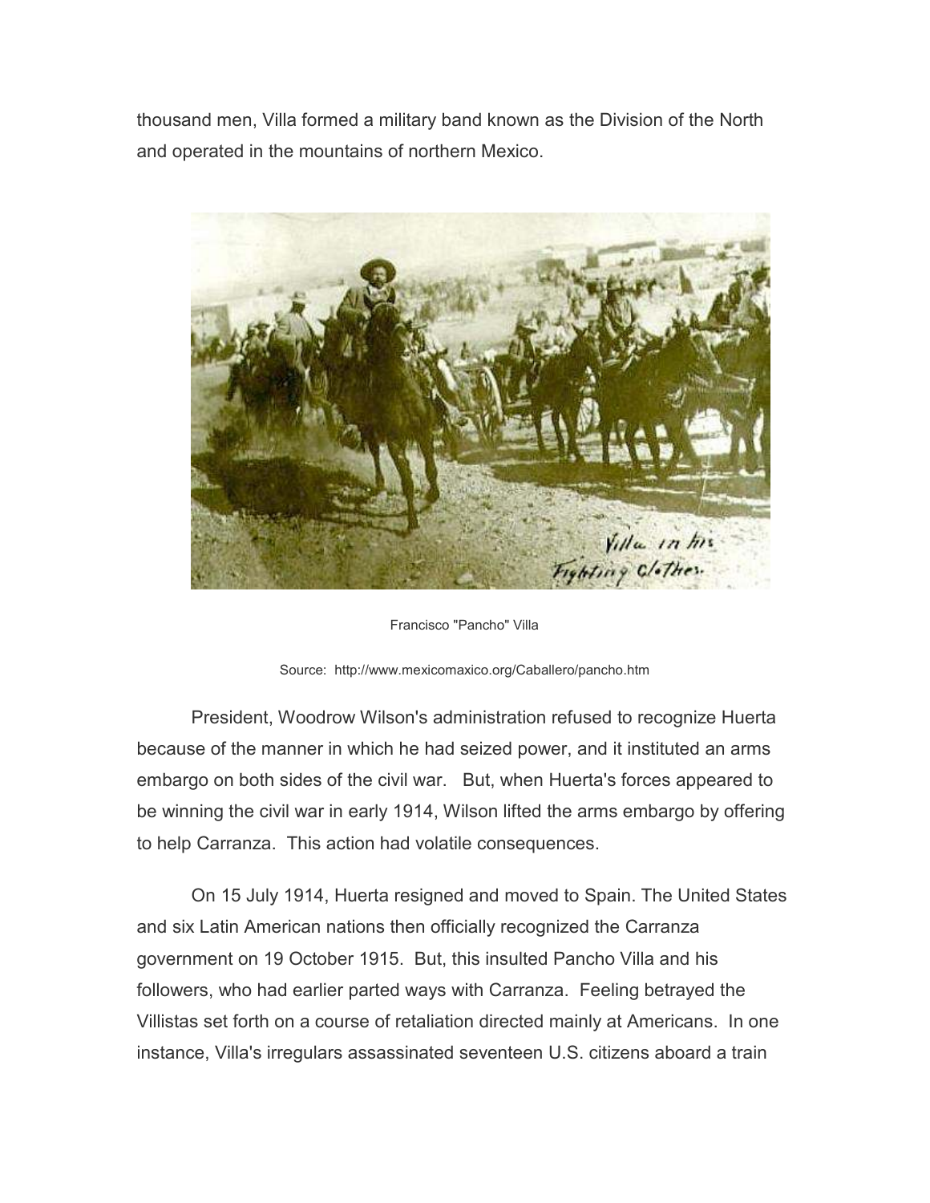thousand men, Villa formed a military band known as the Division of the North and operated in the mountains of northern Mexico.

Francisco "Pancho" Villa

Source: http://www.mexicomaxico.org/Caballero/pancho.htm

President, Woodrow Wilson's administration refused to recognize Huerta because of the manner in which he had seized power, and it instituted an arms embargo on both sides of the civil war. But, when Huerta's forces appeared to be winning the civil war in early 1914, Wilson lifted the arms embargo by offering to help Carranza. This action had volatile consequences.

On 15 July 1914, Huerta resigned and moved to Spain. The United States and six Latin American nations then officially recognized the Carranza government on 19 October 1915. But, this insulted Pancho Villa and his followers, who had earlier parted ways with Carranza. Feeling betrayed the Villistas set forth on a course of retaliation directed mainly at Americans. In one instance, Villa's irregulars assassinated seventeen U.S. citizens aboard a train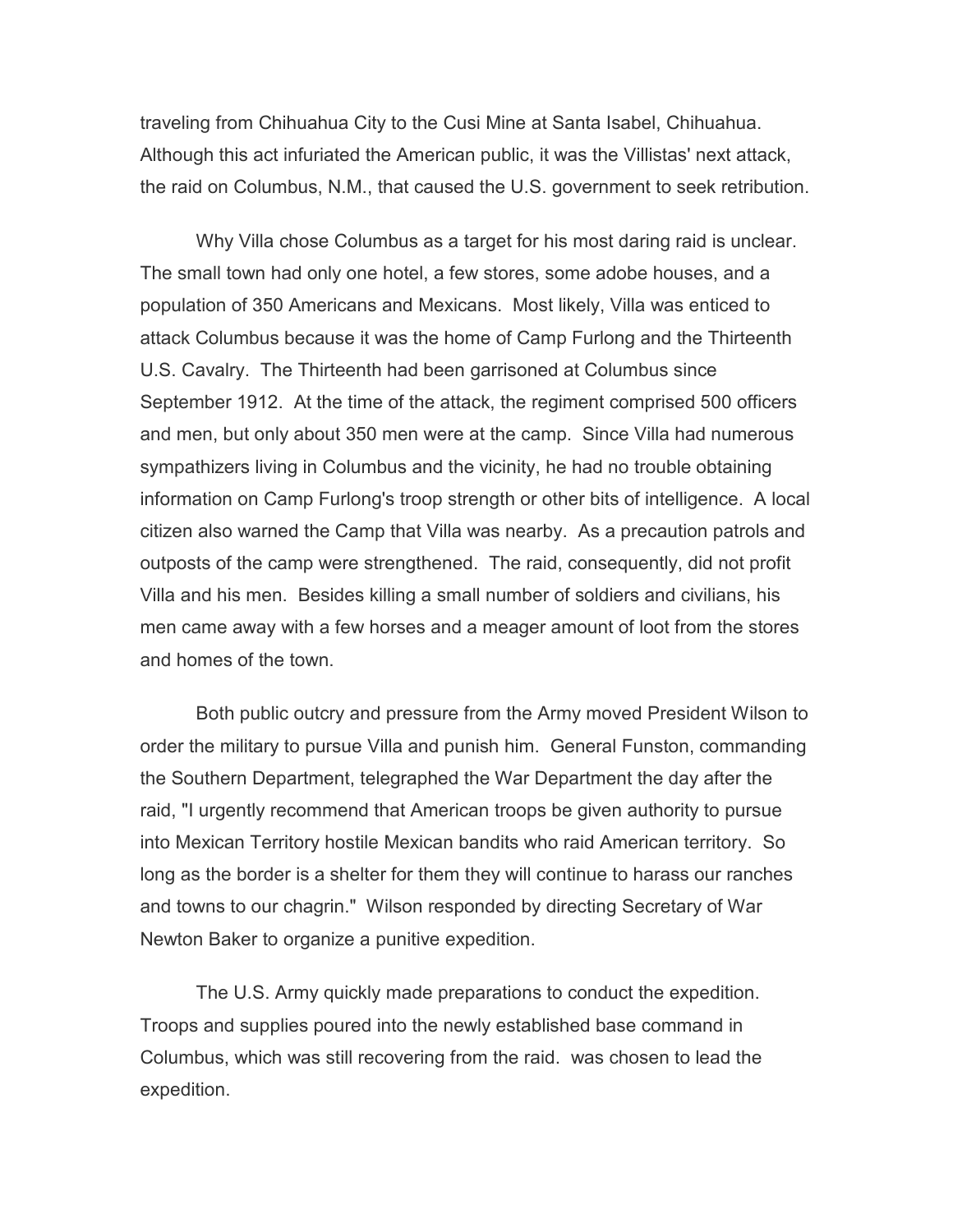traveling from Chihuahua City to the Cusi Mine at Santa Isabel, Chihuahua. Although this act infuriated the American public, it was the Villistas' next attack, the raid on Columbus, N.M., that caused the U.S. government to seek retribution.

Why Villa chose Columbus as a target for his most daring raid is unclear. The small town had only one hotel, a few stores, some adobe houses, and a population of 350 Americans and Mexicans. Most likely, Villa was enticed to attack Columbus because it was the home of Camp Furlong and the Thirteenth U.S. Cavalry. The Thirteenth had been garrisoned at Columbus since September 1912. At the time of the attack, the regiment comprised 500 officers and men, but only about 350 men were at the camp. Since Villa had numerous sympathizers living in Columbus and the vicinity, he had no trouble obtaining information on Camp Furlong's troop strength or other bits of intelligence. A local citizen also warned the Camp that Villa was nearby. As a precaution patrols and outposts of the camp were strengthened. The raid, consequently, did not profit Villa and his men. Besides killing a small number of soldiers and civilians, his men came away with a few horses and a meager amount of loot from the stores and homes of the town.

Both public outcry and pressure from the Army moved President Wilson to order the military to pursue Villa and punish him. General Funston, commanding the Southern Department, telegraphed the War Department the day after the raid, "I urgently recommend that American troops be given authority to pursue into Mexican Territory hostile Mexican bandits who raid American territory. So long as the border is a shelter for them they will continue to harass our ranches and towns to our chagrin." Wilson responded by directing Secretary of War Newton Baker to organize a punitive expedition.

The U.S. Army quickly made preparations to conduct the expedition. Troops and supplies poured into the newly established base command in Columbus, which was still recovering from the raid. was chosen to lead the expedition.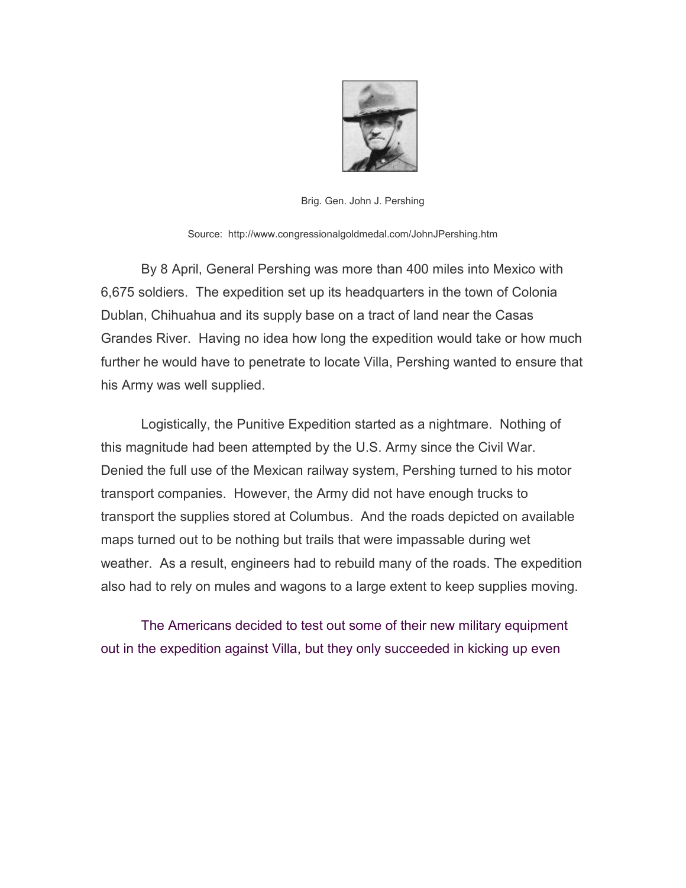Brig. Gen. John J. Pershing

Source: http://www.congressionalgoldmedal.com/JohnJPershing.htm

By 8 April, General Pershing was more than 400 miles into Mexico with 6,675 soldiers. The expedition set up its headquarters in the town of Colonia Dublan, Chihuahua and its supply base on a tract of land near the Casas Grandes River. Having no idea how long the expedition would take or how much further he would have to penetrate to locate Villa, Pershing wanted to ensure that his Army was well supplied.

Logistically, the Punitive Expedition started as a nightmare. Nothing of this magnitude had been attempted by the U.S. Army since the Civil War. Denied the full use of the Mexican railway system, Pershing turned to his motor transport companies. However, the Army did not have enough trucks to transport the supplies stored at Columbus. And the roads depicted on available maps turned out to be nothing but trails that were impassable during wet weather. As a result, engineers had to rebuild many of the roads. The expedition also had to rely on mules and wagons to a large extent to keep supplies moving.

The Americans decided to test out some of their new military equipment out in the expedition against Villa, but they only succeeded in kicking up even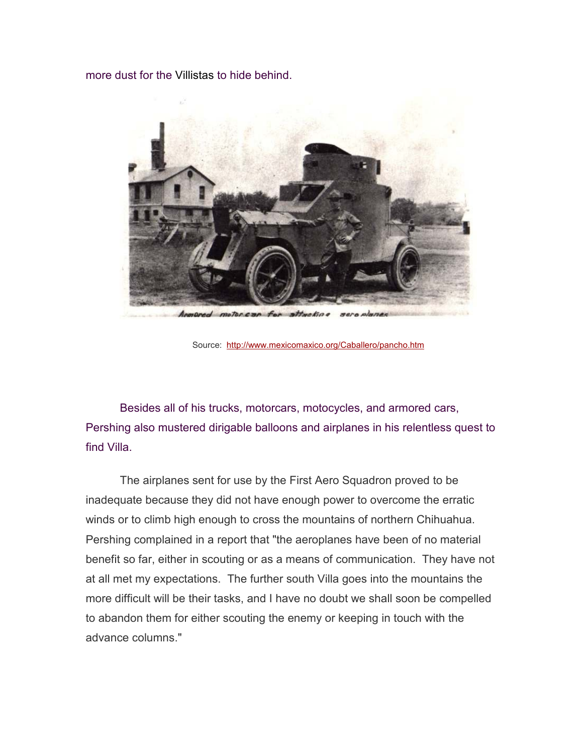more dust for the Villistas to hide behind.

Armored motor car for attacking aero planes

Source: http://www.mexicomaxico.org/Caballero/pancho.htm

Besides all of his trucks, motorcars, motocycles, and armored cars, Pershing also mustered dirigable balloons and airplanes in his relentless quest to find Villa.

The airplanes sent for use by the First Aero Squadron proved to be inadequate because they did not have enough power to overcome the erratic winds or to climb high enough to cross the mountains of northern Chihuahua. Pershing complained in a report that "the aeroplanes have been of no material benefit so far, either in scouting or as a means of communication. They have not at all met my expectations. The further south Villa goes into the mountains the more difficult will be their tasks, and I have no doubt we shall soon be compelled to abandon them for either scouting the enemy or keeping in touch with the advance columns."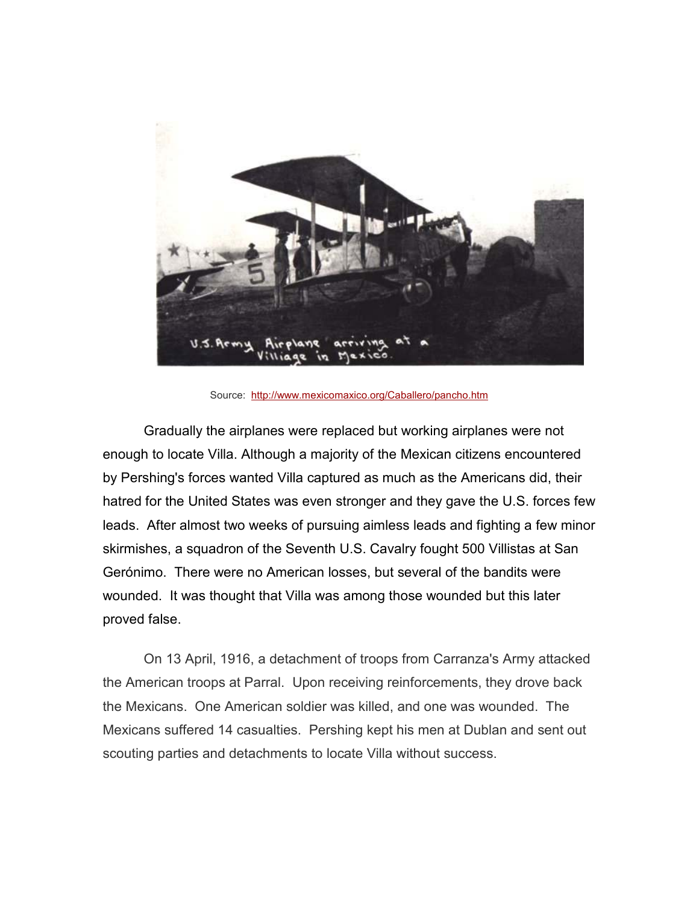Source: [http://www.mexicomaxico.org/Caballero/pancho.htm](http://www.mexicomaxico.org/Caballero/pancho.htm)

Gradually the airplanes were replaced but working airplanes were not enough to locate Villa. Although a majority of the Mexican citizens encountered by Pershing's forces wanted Villa captured as much as the Americans did, their hatred for the United States was even stronger and they gave the U.S. forces few leads. After almost two weeks of pursuing aimless leads and fighting a few minor skirmishes, a squadron of the Seventh U.S. Cavalry fought 500 Villistas at San Gerónimo. There were no American losses, but several of the bandits were wounded. It was thought that Villa was among those wounded but this later proved false.

On 13 April, 1916, a detachment of troops from Carranza's Army attacked the American troops at Parral. Upon receiving reinforcements, they drove back the Mexicans. One American soldier was killed, and one was wounded. The Mexicans suffered 14 casualties. Pershing kept his men at Dublan and sent out scouting parties and detachments to locate Villa without success.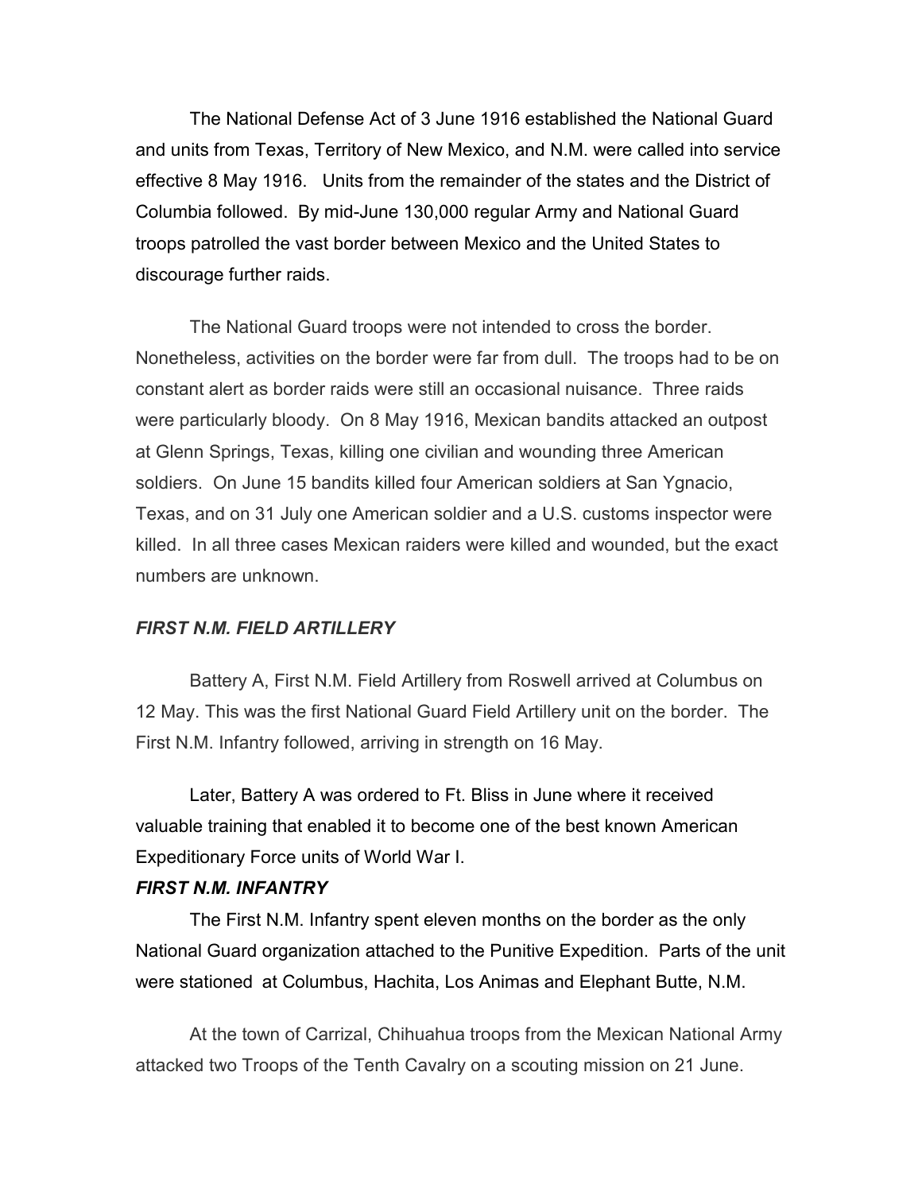The National Defense Act of 3 June 1916 established the National Guard and units from Texas, Territory of New Mexico, and N.M. were called into service effective 8 May 1916. Units from the remainder of the states and the District of Columbia followed. By mid-June 130,000 regular Army and National Guard troops patrolled the vast border between Mexico and the United States to discourage further raids.

The National Guard troops were not intended to cross the border. Nonetheless, activities on the border were far from dull. The troops had to be on constant alert as border raids were still an occasional nuisance. Three raids were particularly bloody. On 8 May 1916, Mexican bandits attacked an outpost at Glenn Springs, Texas, killing one civilian and wounding three American soldiers. On June 15 bandits killed four American soldiers at San Ygnacio, Texas, and on 31 July one American soldier and a U.S. customs inspector were killed. In all three cases Mexican raiders were killed and wounded, but the exact numbers are unknown.

### *FIRST N.M. FIELD ARTILLERY*

Battery A, First N.M. Field Artillery from Roswell arrived at Columbus on 12 May. This was the first National Guard Field Artillery unit on the border. The First N.M. Infantry followed, arriving in strength on 16 May.

Later, Battery A was ordered to Ft. Bliss in June where it received valuable training that enabled it to become one of the best known American Expeditionary Force units of World War I.

### *FIRST N.M. INFANTRY*

The First N.M. Infantry spent eleven months on the border as the only National Guard organization attached to the Punitive Expedition. Parts of the unit were stationed at Columbus, Hachita, Los Animas and Elephant Butte, N.M.

At the town of Carrizal, Chihuahua troops from the Mexican National Army attacked two Troops of the Tenth Cavalry on a scouting mission on 21 June.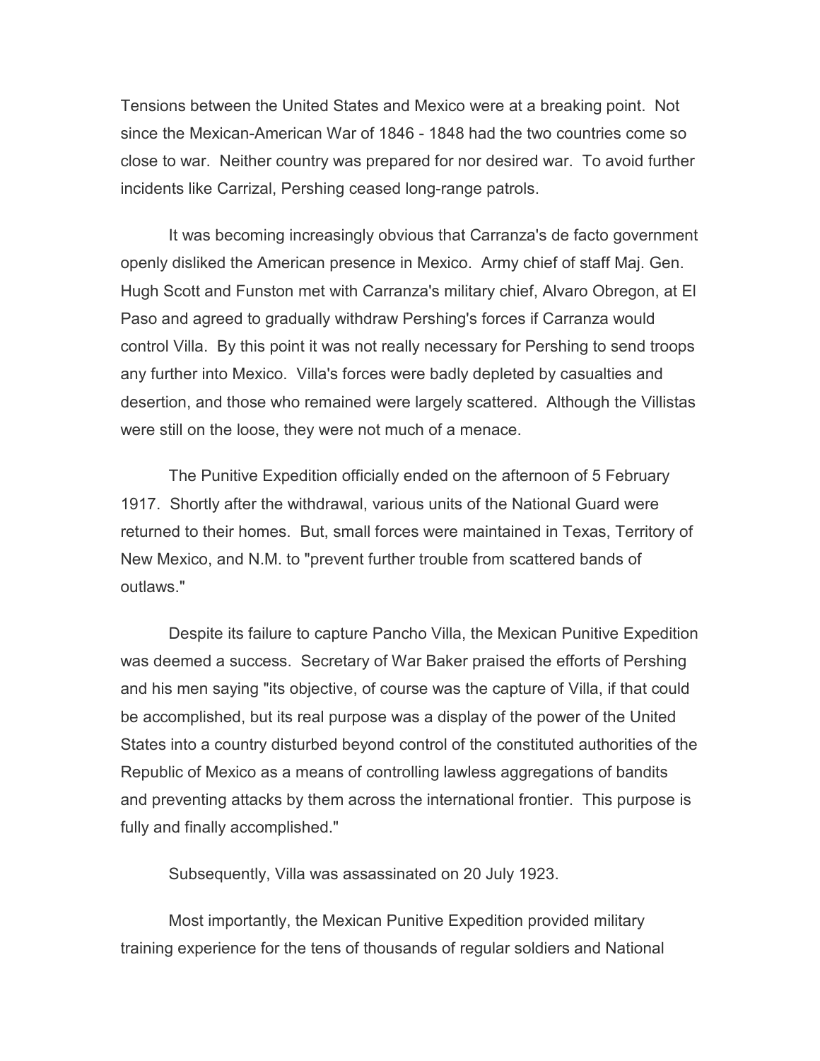Tensions between the United States and Mexico were at a breaking point. Not since the Mexican-American War of 1846 - 1848 had the two countries come so close to war. Neither country was prepared for nor desired war. To avoid further incidents like Carrizal, Pershing ceased long-range patrols.

It was becoming increasingly obvious that Carranza's de facto government openly disliked the American presence in Mexico. Army chief of staff Maj. Gen. Hugh Scott and Funston met with Carranza's military chief, Alvaro Obregon, at El Paso and agreed to gradually withdraw Pershing's forces if Carranza would control Villa. By this point it was not really necessary for Pershing to send troops any further into Mexico. Villa's forces were badly depleted by casualties and desertion, and those who remained were largely scattered. Although the Villistas were still on the loose, they were not much of a menace.

The Punitive Expedition officially ended on the afternoon of 5 February 1917. Shortly after the withdrawal, various units of the National Guard were returned to their homes. But, small forces were maintained in Texas, Territory of New Mexico, and N.M. to "prevent further trouble from scattered bands of outlaws."

Despite its failure to capture Pancho Villa, the Mexican Punitive Expedition was deemed a success. Secretary of War Baker praised the efforts of Pershing and his men saying "its objective, of course was the capture of Villa, if that could be accomplished, but its real purpose was a display of the power of the United States into a country disturbed beyond control of the constituted authorities of the Republic of Mexico as a means of controlling lawless aggregations of bandits and preventing attacks by them across the international frontier. This purpose is fully and finally accomplished."

Subsequently, Villa was assassinated on 20 July 1923.

Most importantly, the Mexican Punitive Expedition provided military training experience for the tens of thousands of regular soldiers and National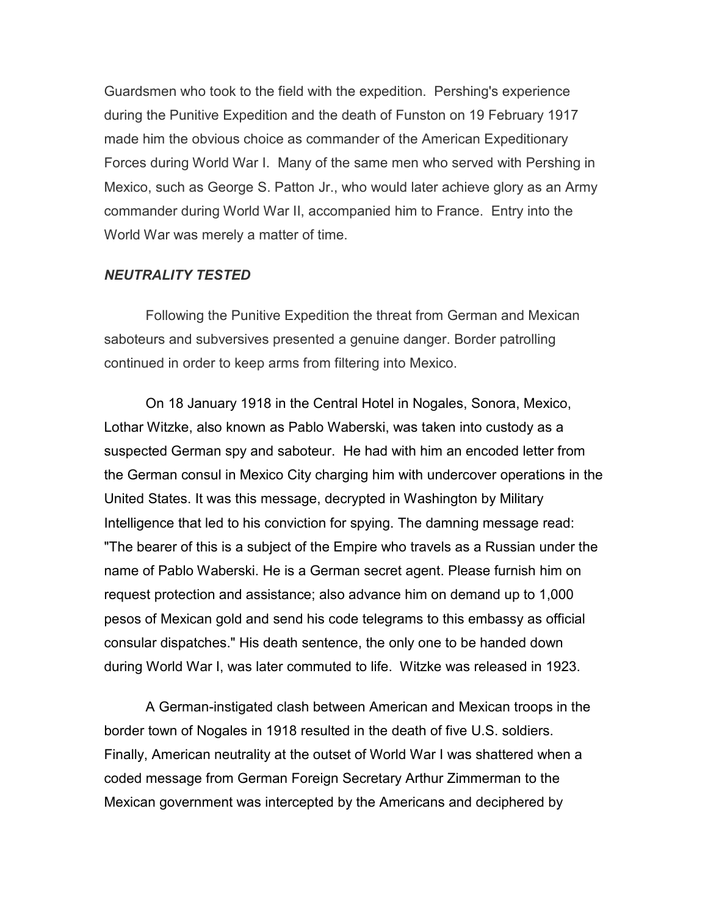Guardsmen who took to the field with the expedition. Pershing's experience during the Punitive Expedition and the death of Funston on 19 February 1917 made him the obvious choice as commander of the American Expeditionary Forces during World War I. Many of the same men who served with Pershing in Mexico, such as George S. Patton Jr., who would later achieve glory as an Army commander during World War II, accompanied him to France. Entry into the World War was merely a matter of time.

***NEUTRALITY TESTED***

Following the Punitive Expedition the threat from German and Mexican saboteurs and subversives presented a genuine danger. Border patrolling continued in order to keep arms from filtering into Mexico.

On 18 January 1918 in the Central Hotel in Nogales, Sonora, Mexico, Lothar Witzke, also known as Pablo Waberski, was taken into custody as a suspected German spy and saboteur. He had with him an encoded letter from the German consul in Mexico City charging him with undercover operations in the United States. It was this message, decrypted in Washington by Military Intelligence that led to his conviction for spying. The damning message read: "The bearer of this is a subject of the Empire who travels as a Russian under the name of Pablo Waberski. He is a German secret agent. Please furnish him on request protection and assistance; also advance him on demand up to 1,000 pesos of Mexican gold and send his code telegrams to this embassy as official consular dispatches." His death sentence, the only one to be handed down during World War I, was later commuted to life. Witzke was released in 1923.

A German-instigated clash between American and Mexican troops in the border town of Nogales in 1918 resulted in the death of five U.S. soldiers. Finally, American neutrality at the outset of World War I was shattered when a coded message from German Foreign Secretary Arthur Zimmerman to the Mexican government was intercepted by the Americans and deciphered by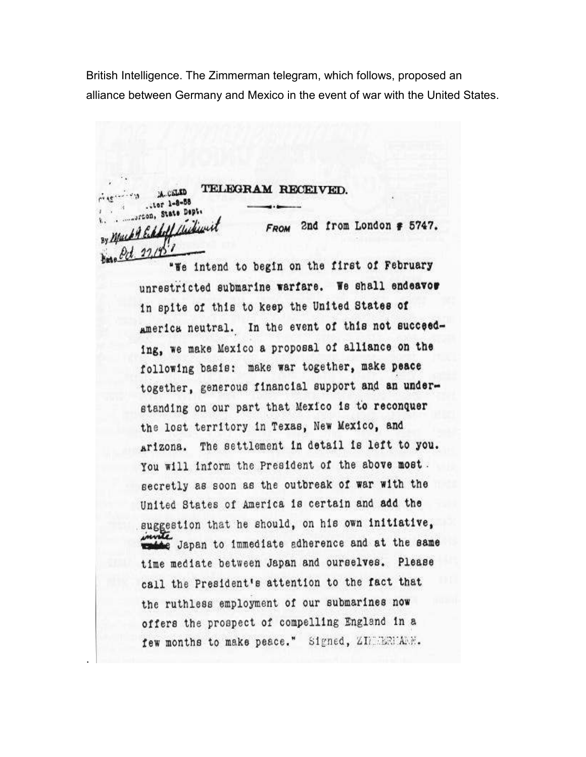British Intelligence. The Zimmerman telegram, which follows, proposed an alliance between Germany and Mexico in the event of war with the United States.

DECLASSIFIED
...ter 1-8-58
...Archivist, State Dept.
By Mark A Eckhoff Archivist
Date Oct. 22, 1958

**TELEGRAM RECEIVED.**

FROM 2nd from London # 5747.

"We intend to begin on the first of February unrestricted submarine warfare. We shall endeavor in spite of this to keep the United States of America neutral. In the event of this not succeeding, we make Mexico a proposal of alliance on the following basis: make war together, make peace together, generous financial support and an understanding on our part that Mexico is to reconquer the lost territory in Texas, New Mexico, and Arizona. The settlement in detail is left to you. You will inform the President of the above most secretly as soon as the outbreak of war with the United States of America is certain and add the suggestion that he should, on his own initiative, ~~~~ invite Japan to immediate adherence and at the same time mediate between Japan and ourselves. Please call the President's attention to the fact that the ruthless employment of our submarines now offers the prospect of compelling England in a few months to make peace." Signed, ZIMMERMANN.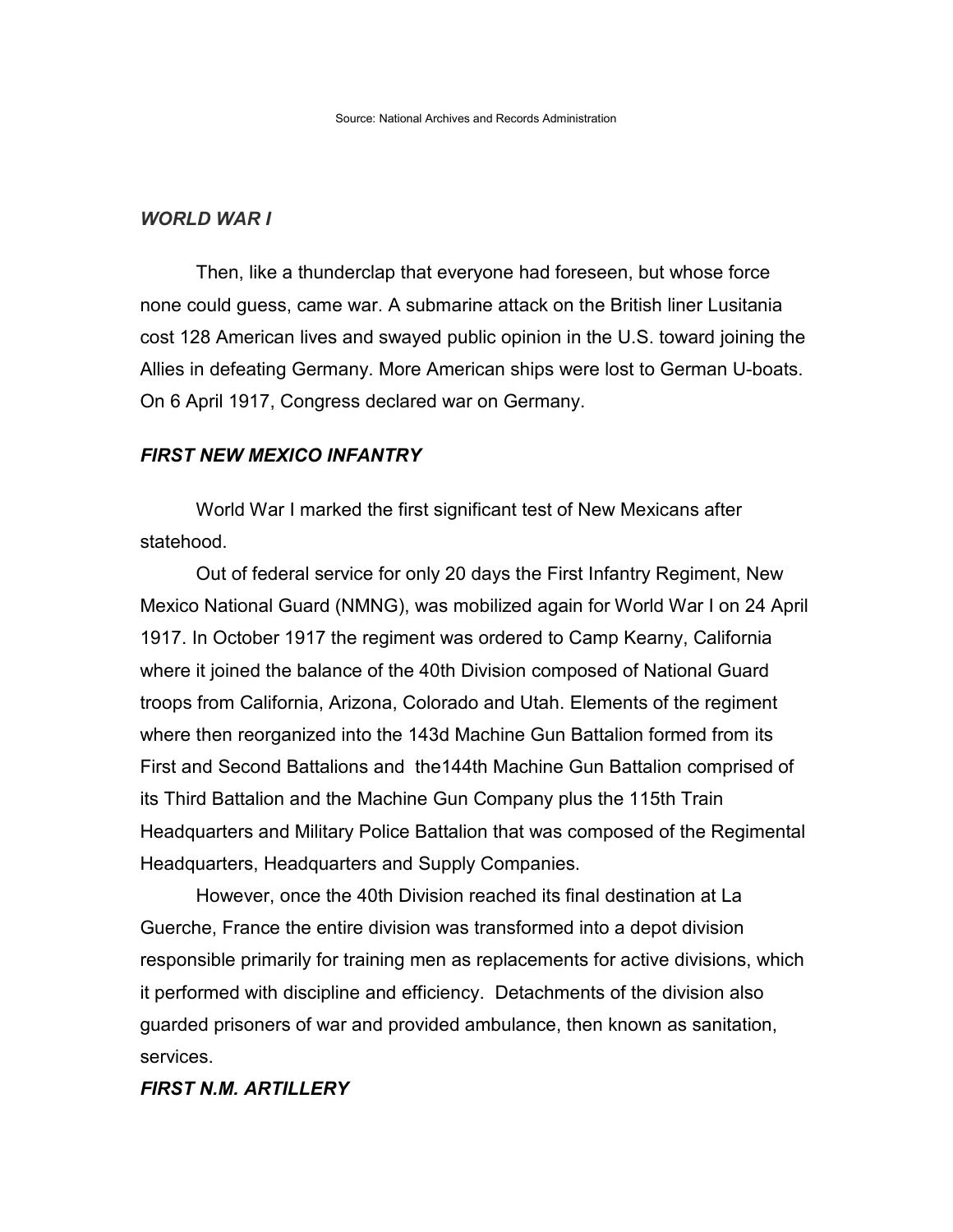Source: National Archives and Records Administration

### *WORLD WAR I*

Then, like a thunderclap that everyone had foreseen, but whose force none could guess, came war. A submarine attack on the British liner Lusitania cost 128 American lives and swayed public opinion in the U.S. toward joining the Allies in defeating Germany. More American ships were lost to German U-boats. On 6 April 1917, Congress declared war on Germany.

### *FIRST NEW MEXICO INFANTRY*

World War I marked the first significant test of New Mexicans after statehood.

Out of federal service for only 20 days the First Infantry Regiment, New Mexico National Guard (NMNG), was mobilized again for World War I on 24 April 1917. In October 1917 the regiment was ordered to Camp Kearny, California where it joined the balance of the 40th Division composed of National Guard troops from California, Arizona, Colorado and Utah. Elements of the regiment where then reorganized into the 143d Machine Gun Battalion formed from its First and Second Battalions and the144th Machine Gun Battalion comprised of its Third Battalion and the Machine Gun Company plus the 115th Train Headquarters and Military Police Battalion that was composed of the Regimental Headquarters, Headquarters and Supply Companies.

However, once the 40th Division reached its final destination at La Guerche, France the entire division was transformed into a depot division responsible primarily for training men as replacements for active divisions, which it performed with discipline and efficiency. Detachments of the division also guarded prisoners of war and provided ambulance, then known as sanitation, services.

### *FIRST N.M. ARTILLERY*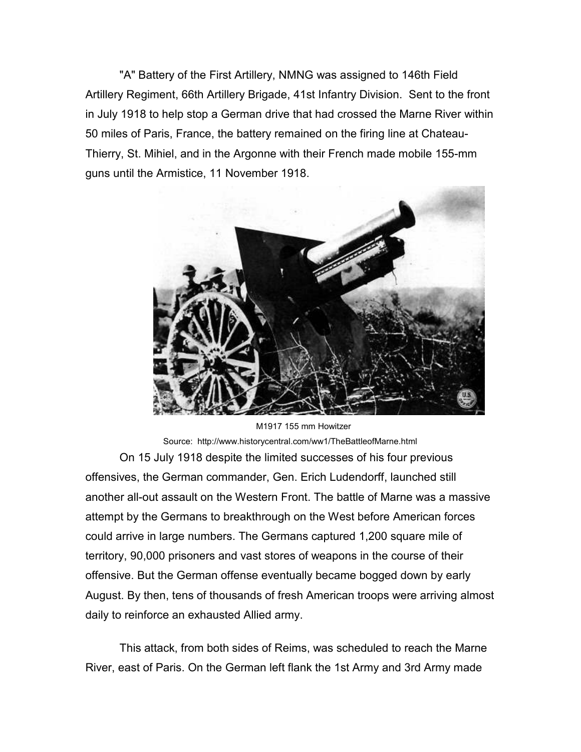"A" Battery of the First Artillery, NMNG was assigned to 146th Field Artillery Regiment, 66th Artillery Brigade, 41st Infantry Division. Sent to the front in July 1918 to help stop a German drive that had crossed the Marne River within 50 miles of Paris, France, the battery remained on the firing line at Chateau-Thierry, St. Mihiel, and in the Argonne with their French made mobile 155-mm guns until the Armistice, 11 November 1918.

M1917 155 mm Howitzer

Source: http://www.historycentral.com/ww1/TheBattleofMarne.html

On 15 July 1918 despite the limited successes of his four previous offensives, the German commander, Gen. Erich Ludendorff, launched still another all-out assault on the Western Front. The battle of Marne was a massive attempt by the Germans to breakthrough on the West before American forces could arrive in large numbers. The Germans captured 1,200 square mile of territory, 90,000 prisoners and vast stores of weapons in the course of their offensive. But the German offense eventually became bogged down by early August. By then, tens of thousands of fresh American troops were arriving almost daily to reinforce an exhausted Allied army.

This attack, from both sides of Reims, was scheduled to reach the Marne River, east of Paris. On the German left flank the 1st Army and 3rd Army made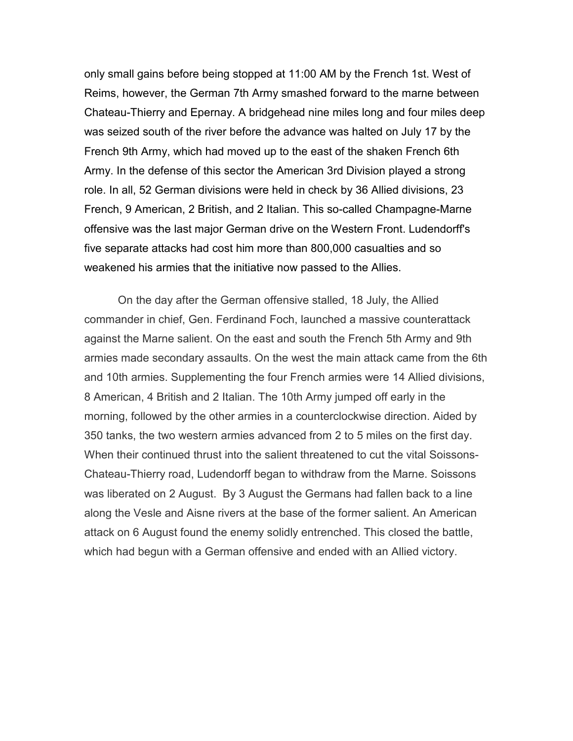only small gains before being stopped at 11:00 AM by the French 1st. West of Reims, however, the German 7th Army smashed forward to the marne between Chateau-Thierry and Epernay. A bridgehead nine miles long and four miles deep was seized south of the river before the advance was halted on July 17 by the French 9th Army, which had moved up to the east of the shaken French 6th Army. In the defense of this sector the American 3rd Division played a strong role. In all, 52 German divisions were held in check by 36 Allied divisions, 23 French, 9 American, 2 British, and 2 Italian. This so-called Champagne-Marne offensive was the last major German drive on the Western Front. Ludendorff's five separate attacks had cost him more than 800,000 casualties and so weakened his armies that the initiative now passed to the Allies.

On the day after the German offensive stalled, 18 July, the Allied commander in chief, Gen. Ferdinand Foch, launched a massive counterattack against the Marne salient. On the east and south the French 5th Army and 9th armies made secondary assaults. On the west the main attack came from the 6th and 10th armies. Supplementing the four French armies were 14 Allied divisions, 8 American, 4 British and 2 Italian. The 10th Army jumped off early in the morning, followed by the other armies in a counterclockwise direction. Aided by 350 tanks, the two western armies advanced from 2 to 5 miles on the first day. When their continued thrust into the salient threatened to cut the vital Soissons-Chateau-Thierry road, Ludendorff began to withdraw from the Marne. Soissons was liberated on 2 August. By 3 August the Germans had fallen back to a line along the Vesle and Aisne rivers at the base of the former salient. An American attack on 6 August found the enemy solidly entrenched. This closed the battle, which had begun with a German offensive and ended with an Allied victory.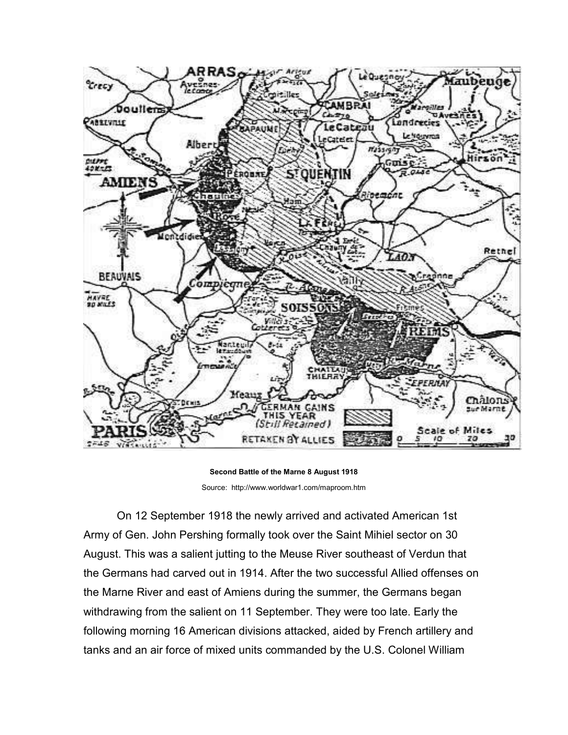**Second Battle of the Marne 8 August 1918**

Source: http://www.worldwar1.com/maproom.htm

On 12 September 1918 the newly arrived and activated American 1st Army of Gen. John Pershing formally took over the Saint Mihiel sector on 30 August. This was a salient jutting to the Meuse River southeast of Verdun that the Germans had carved out in 1914. After the two successful Allied offenses on the Marne River and east of Amiens during the summer, the Germans began withdrawing from the salient on 11 September. They were too late. Early the following morning 16 American divisions attacked, aided by French artillery and tanks and an air force of mixed units commanded by the U.S. Colonel William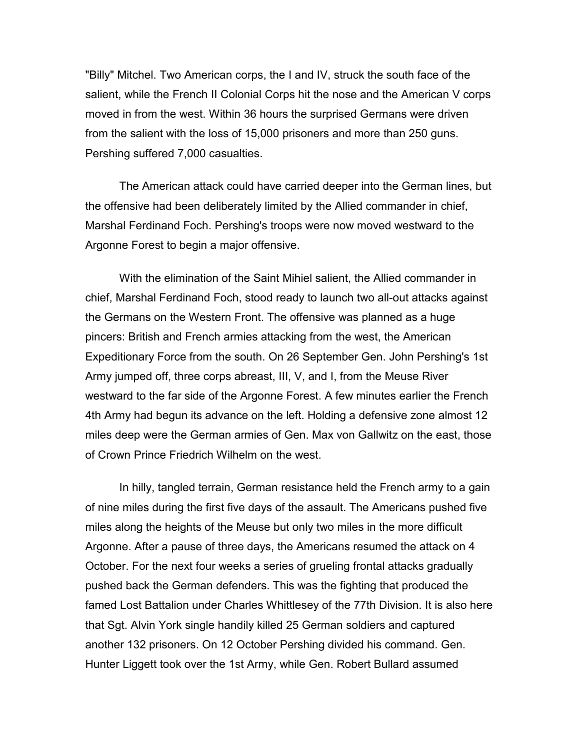"Billy" Mitchel. Two American corps, the I and IV, struck the south face of the salient, while the French II Colonial Corps hit the nose and the American V corps moved in from the west. Within 36 hours the surprised Germans were driven from the salient with the loss of 15,000 prisoners and more than 250 guns. Pershing suffered 7,000 casualties.

The American attack could have carried deeper into the German lines, but the offensive had been deliberately limited by the Allied commander in chief, Marshal Ferdinand Foch. Pershing's troops were now moved westward to the Argonne Forest to begin a major offensive.

With the elimination of the Saint Mihiel salient, the Allied commander in chief, Marshal Ferdinand Foch, stood ready to launch two all-out attacks against the Germans on the Western Front. The offensive was planned as a huge pincers: British and French armies attacking from the west, the American Expeditionary Force from the south. On 26 September Gen. John Pershing's 1st Army jumped off, three corps abreast, III, V, and I, from the Meuse River westward to the far side of the Argonne Forest. A few minutes earlier the French 4th Army had begun its advance on the left. Holding a defensive zone almost 12 miles deep were the German armies of Gen. Max von Gallwitz on the east, those of Crown Prince Friedrich Wilhelm on the west.

In hilly, tangled terrain, German resistance held the French army to a gain of nine miles during the first five days of the assault. The Americans pushed five miles along the heights of the Meuse but only two miles in the more difficult Argonne. After a pause of three days, the Americans resumed the attack on 4 October. For the next four weeks a series of grueling frontal attacks gradually pushed back the German defenders. This was the fighting that produced the famed Lost Battalion under Charles Whittlesey of the 77th Division. It is also here that Sgt. Alvin York single handily killed 25 German soldiers and captured another 132 prisoners. On 12 October Pershing divided his command. Gen. Hunter Liggett took over the 1st Army, while Gen. Robert Bullard assumed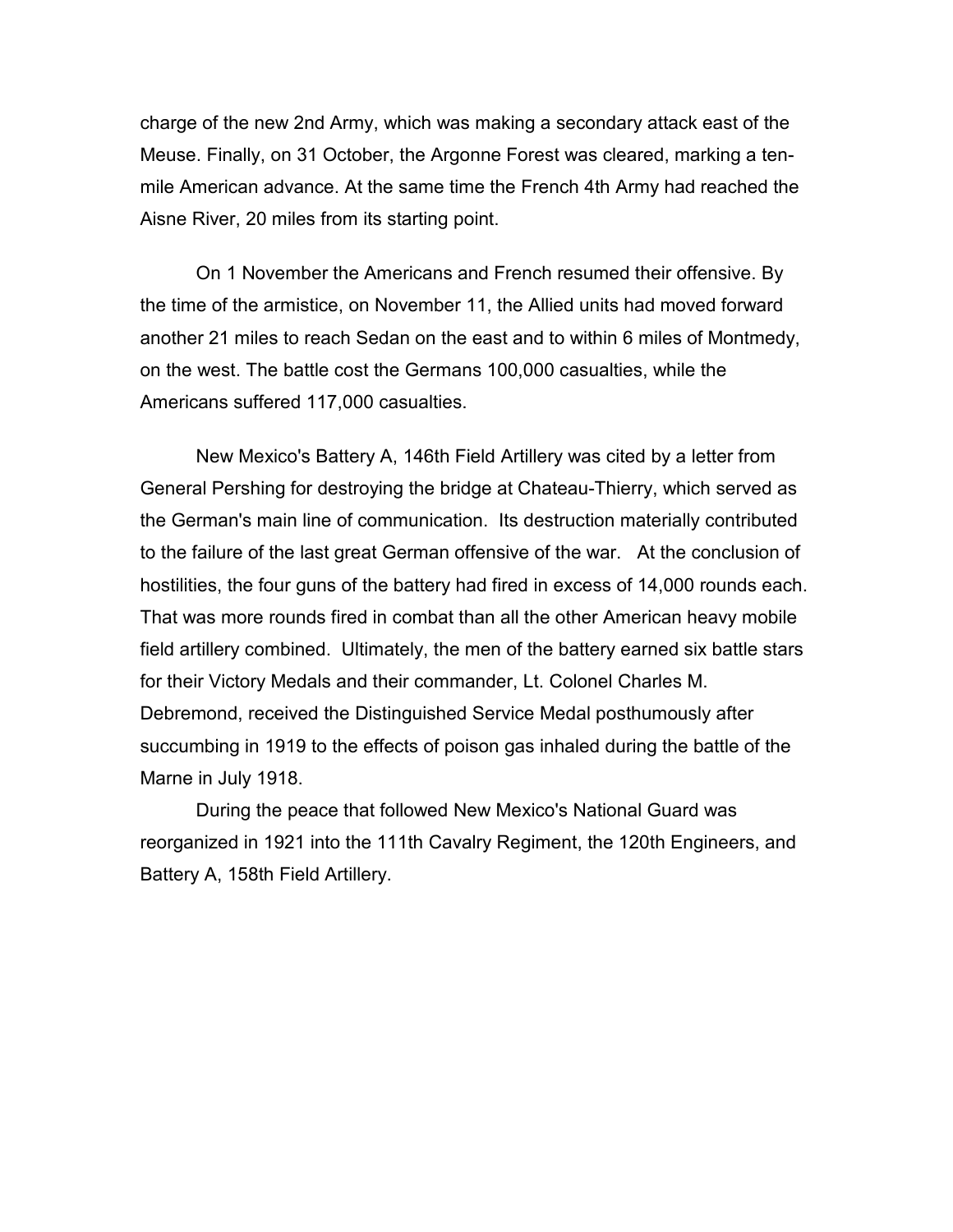charge of the new 2nd Army, which was making a secondary attack east of the Meuse. Finally, on 31 October, the Argonne Forest was cleared, marking a ten-mile American advance. At the same time the French 4th Army had reached the Aisne River, 20 miles from its starting point.

On 1 November the Americans and French resumed their offensive. By the time of the armistice, on November 11, the Allied units had moved forward another 21 miles to reach Sedan on the east and to within 6 miles of Montmedy, on the west. The battle cost the Germans 100,000 casualties, while the Americans suffered 117,000 casualties.

New Mexico's Battery A, 146th Field Artillery was cited by a letter from General Pershing for destroying the bridge at Chateau-Thierry, which served as the German's main line of communication. Its destruction materially contributed to the failure of the last great German offensive of the war. At the conclusion of hostilities, the four guns of the battery had fired in excess of 14,000 rounds each. That was more rounds fired in combat than all the other American heavy mobile field artillery combined. Ultimately, the men of the battery earned six battle stars for their Victory Medals and their commander, Lt. Colonel Charles M. Debremond, received the Distinguished Service Medal posthumously after succumbing in 1919 to the effects of poison gas inhaled during the battle of the Marne in July 1918.

During the peace that followed New Mexico's National Guard was reorganized in 1921 into the 111th Cavalry Regiment, the 120th Engineers, and Battery A, 158th Field Artillery.